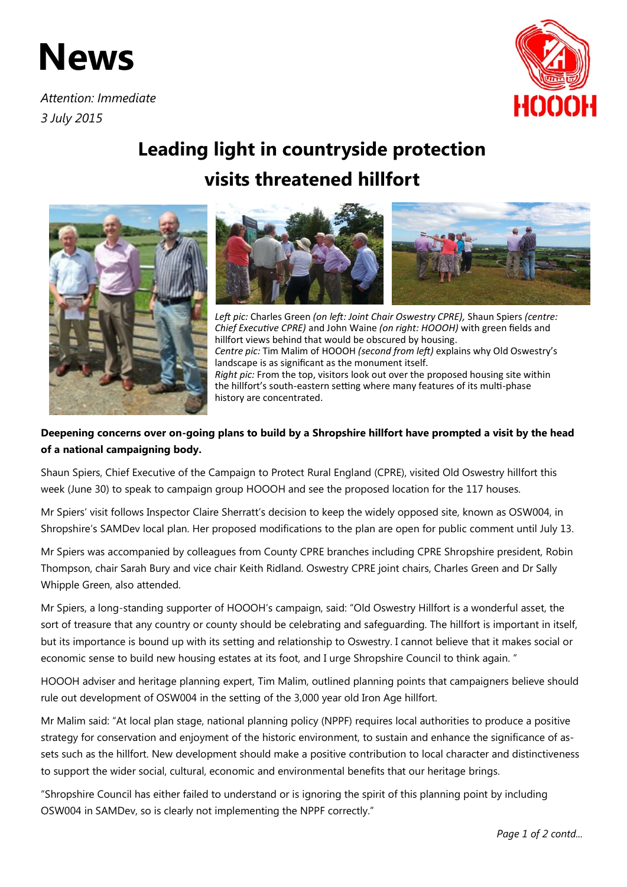# News

*Attention: Immediate*
*3 July 2015*

## Leading light in countryside protection visits threatened hillfort

*Left pic:* Charles Green *(on left: Joint Chair Oswestry CPRE),* Shaun Spiers *(centre: Chief Executive CPRE)* and John Waine *(on right: HOOOH)* with green fields and hillfort views behind that would be obscured by housing.
*Centre pic:* Tim Malim of HOOOH *(second from left)* explains why Old Oswestry's landscape is as significant as the monument itself.
*Right pic:* From the top, visitors look out over the proposed housing site within the hillfort's south-eastern setting where many features of its multi-phase history are concentrated.

**Deepening concerns over on-going plans to build by a Shropshire hillfort have prompted a visit by the head of a national campaigning body.**

Shaun Spiers, Chief Executive of the Campaign to Protect Rural England (CPRE), visited Old Oswestry hillfort this week (June 30) to speak to campaign group HOOOH and see the proposed location for the 117 houses.

Mr Spiers' visit follows Inspector Claire Sherratt's decision to keep the widely opposed site, known as OSW004, in Shropshire's SAMDev local plan. Her proposed modifications to the plan are open for public comment until July 13.

Mr Spiers was accompanied by colleagues from County CPRE branches including CPRE Shropshire president, Robin Thompson, chair Sarah Bury and vice chair Keith Ridland. Oswestry CPRE joint chairs, Charles Green and Dr Sally Whipple Green, also attended.

Mr Spiers, a long-standing supporter of HOOOH's campaign, said: "Old Oswestry Hillfort is a wonderful asset, the sort of treasure that any country or county should be celebrating and safeguarding. The hillfort is important in itself, but its importance is bound up with its setting and relationship to Oswestry. I cannot believe that it makes social or economic sense to build new housing estates at its foot, and I urge Shropshire Council to think again. "

HOOOH adviser and heritage planning expert, Tim Malim, outlined planning points that campaigners believe should rule out development of OSW004 in the setting of the 3,000 year old Iron Age hillfort.

Mr Malim said: "At local plan stage, national planning policy (NPPF) requires local authorities to produce a positive strategy for conservation and enjoyment of the historic environment, to sustain and enhance the significance of assets such as the hillfort. New development should make a positive contribution to local character and distinctiveness to support the wider social, cultural, economic and environmental benefits that our heritage brings.

"Shropshire Council has either failed to understand or is ignoring the spirit of this planning point by including OSW004 in SAMDev, so is clearly not implementing the NPPF correctly."

*Page 1 of 2 contd...*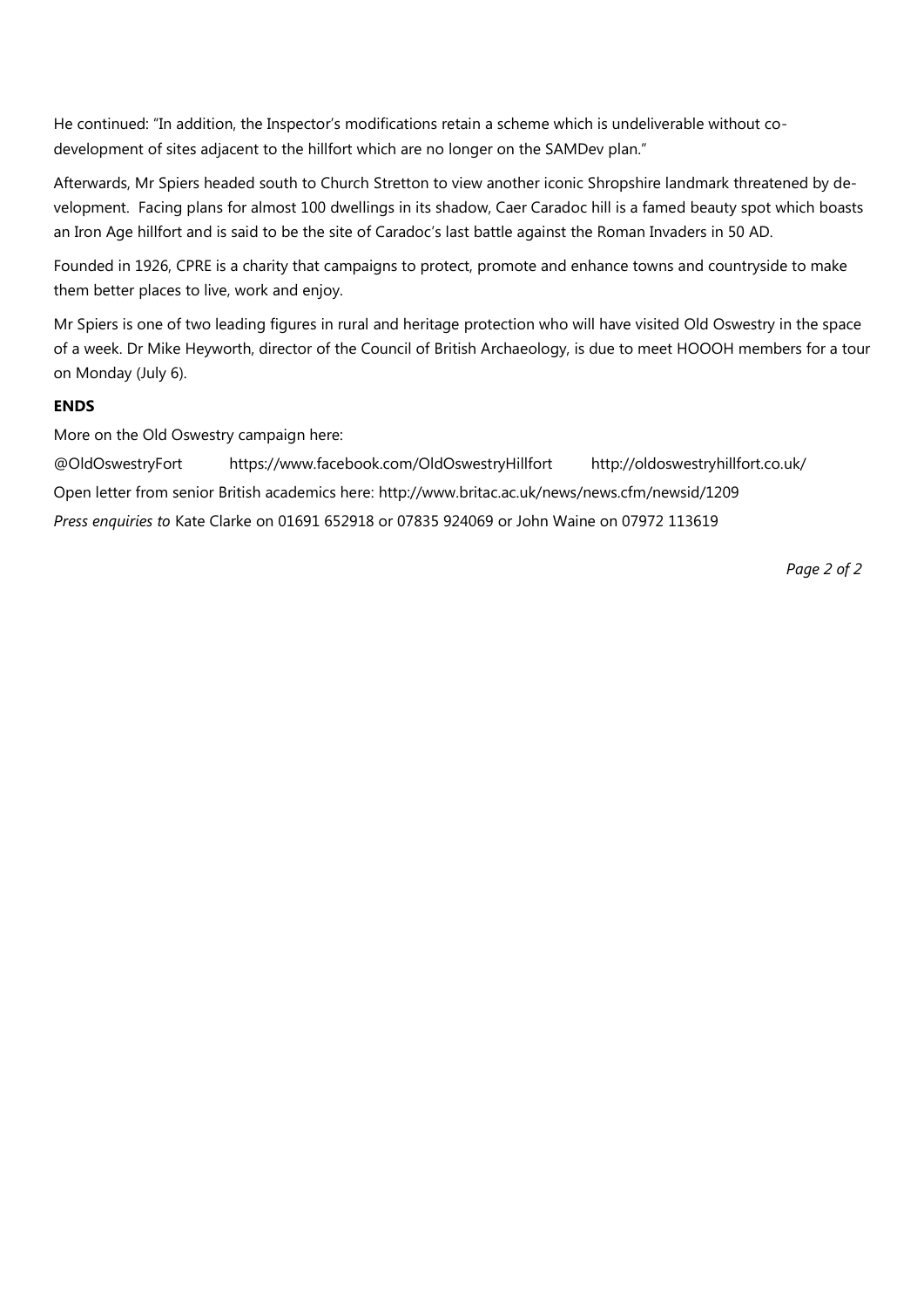He continued: "In addition, the Inspector's modifications retain a scheme which is undeliverable without co-development of sites adjacent to the hillfort which are no longer on the SAMDev plan."

Afterwards, Mr Spiers headed south to Church Stretton to view another iconic Shropshire landmark threatened by development. Facing plans for almost 100 dwellings in its shadow, Caer Caradoc hill is a famed beauty spot which boasts an Iron Age hillfort and is said to be the site of Caradoc's last battle against the Roman Invaders in 50 AD.

Founded in 1926, CPRE is a charity that campaigns to protect, promote and enhance towns and countryside to make them better places to live, work and enjoy.

Mr Spiers is one of two leading figures in rural and heritage protection who will have visited Old Oswestry in the space of a week. Dr Mike Heyworth, director of the Council of British Archaeology, is due to meet HOOOH members for a tour on Monday (July 6).

**ENDS**

More on the Old Oswestry campaign here:

@OldOswestryFort https://www.facebook.com/OldOswestryHillfort http://oldoswestryhillfort.co.uk/

Open letter from senior British academics here: http://www.britac.ac.uk/news/news.cfm/newsid/1209

*Press enquiries to* Kate Clarke on 01691 652918 or 07835 924069 or John Waine on 07972 113619